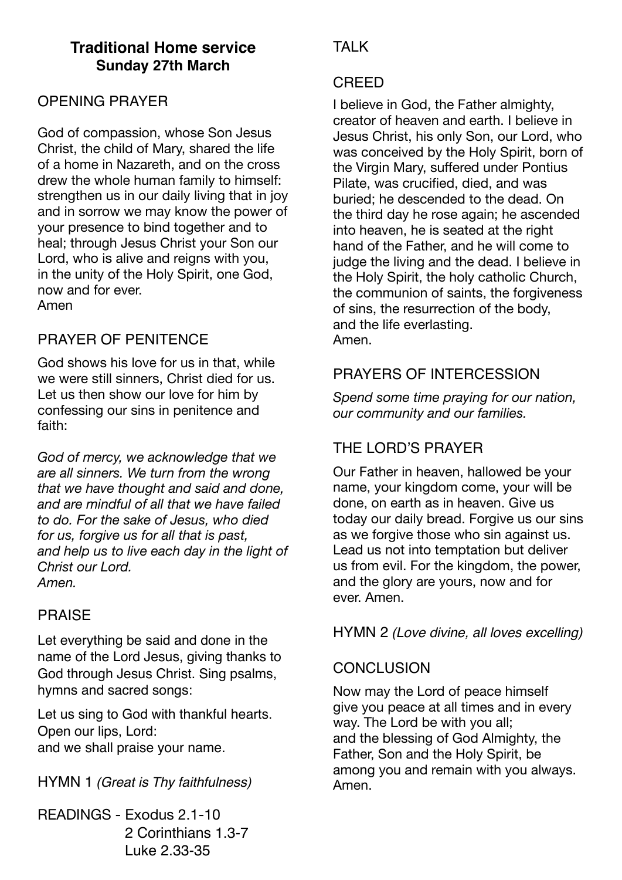# Traditional Home service
## Sunday 27th March

## OPENING PRAYER

God of compassion, whose Son Jesus Christ, the child of Mary, shared the life of a home in Nazareth, and on the cross drew the whole human family to himself: strengthen us in our daily living that in joy and in sorrow we may know the power of your presence to bind together and to heal; through Jesus Christ your Son our Lord, who is alive and reigns with you, in the unity of the Holy Spirit, one God, now and for ever.
Amen

## PRAYER OF PENITENCE

God shows his love for us in that, while we were still sinners, Christ died for us. Let us then show our love for him by confessing our sins in penitence and faith:

*God of mercy, we acknowledge that we are all sinners. We turn from the wrong that we have thought and said and done, and are mindful of all that we have failed to do. For the sake of Jesus, who died for us, forgive us for all that is past, and help us to live each day in the light of Christ our Lord.*
*Amen.*

## PRAISE

Let everything be said and done in the name of the Lord Jesus, giving thanks to God through Jesus Christ. Sing psalms, hymns and sacred songs:

Let us sing to God with thankful hearts.
Open our lips, Lord:
and we shall praise your name.

HYMN 1 *(Great is Thy faithfulness)*

READINGS - Exodus 2.1-10
2 Corinthians 1.3-7
Luke 2.33-35

## TALK

## CREED

I believe in God, the Father almighty, creator of heaven and earth. I believe in Jesus Christ, his only Son, our Lord, who was conceived by the Holy Spirit, born of the Virgin Mary, suffered under Pontius Pilate, was crucified, died, and was buried; he descended to the dead. On the third day he rose again; he ascended into heaven, he is seated at the right hand of the Father, and he will come to judge the living and the dead. I believe in the Holy Spirit, the holy catholic Church, the communion of saints, the forgiveness of sins, the resurrection of the body, and the life everlasting.
Amen.

## PRAYERS OF INTERCESSION

*Spend some time praying for our nation, our community and our families.*

## THE LORD'S PRAYER

Our Father in heaven, hallowed be your name, your kingdom come, your will be done, on earth as in heaven. Give us today our daily bread. Forgive us our sins as we forgive those who sin against us. Lead us not into temptation but deliver us from evil. For the kingdom, the power, and the glory are yours, now and for ever. Amen.

HYMN 2 *(Love divine, all loves excelling)*

## CONCLUSION

Now may the Lord of peace himself give you peace at all times and in every way. The Lord be with you all;
and the blessing of God Almighty, the Father, Son and the Holy Spirit, be among you and remain with you always.
Amen.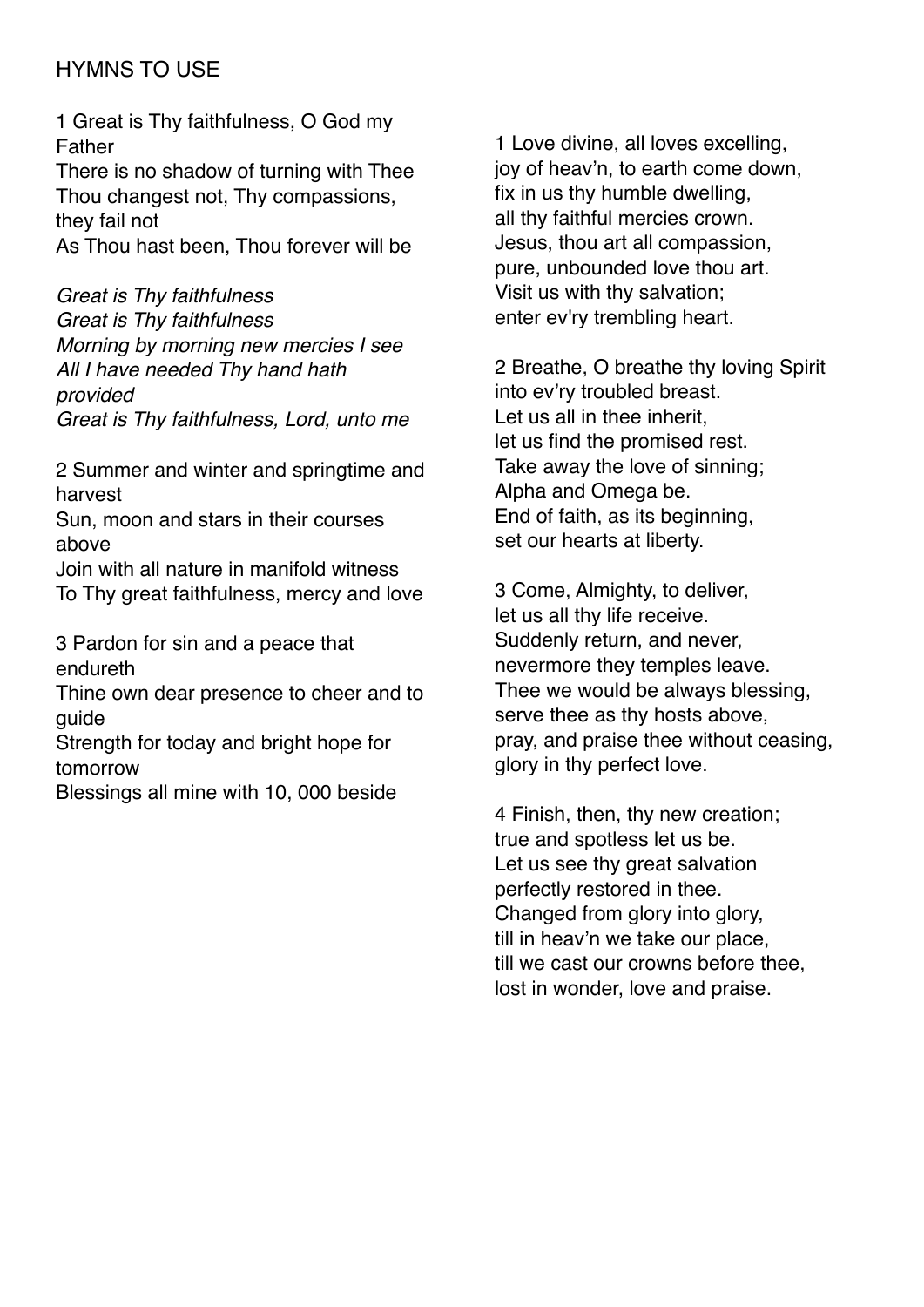## HYMNS TO USE

1 Great is Thy faithfulness, O God my Father
There is no shadow of turning with Thee
Thou changest not, Thy compassions, they fail not
As Thou hast been, Thou forever will be

*Great is Thy faithfulness*
*Great is Thy faithfulness*
*Morning by morning new mercies I see*
*All I have needed Thy hand hath provided*
*Great is Thy faithfulness, Lord, unto me*

2 Summer and winter and springtime and harvest
Sun, moon and stars in their courses above
Join with all nature in manifold witness
To Thy great faithfulness, mercy and love

3 Pardon for sin and a peace that endureth
Thine own dear presence to cheer and to guide
Strength for today and bright hope for tomorrow
Blessings all mine with 10, 000 beside

1 Love divine, all loves excelling,
joy of heav'n, to earth come down,
fix in us thy humble dwelling,
all thy faithful mercies crown.
Jesus, thou art all compassion,
pure, unbounded love thou art.
Visit us with thy salvation;
enter ev'ry trembling heart.

2 Breathe, O breathe thy loving Spirit
into ev'ry troubled breast.
Let us all in thee inherit,
let us find the promised rest.
Take away the love of sinning;
Alpha and Omega be.
End of faith, as its beginning,
set our hearts at liberty.

3 Come, Almighty, to deliver,
let us all thy life receive.
Suddenly return, and never,
nevermore they temples leave.
Thee we would be always blessing,
serve thee as thy hosts above,
pray, and praise thee without ceasing,
glory in thy perfect love.

4 Finish, then, thy new creation;
true and spotless let us be.
Let us see thy great salvation
perfectly restored in thee.
Changed from glory into glory,
till in heav'n we take our place,
till we cast our crowns before thee,
lost in wonder, love and praise.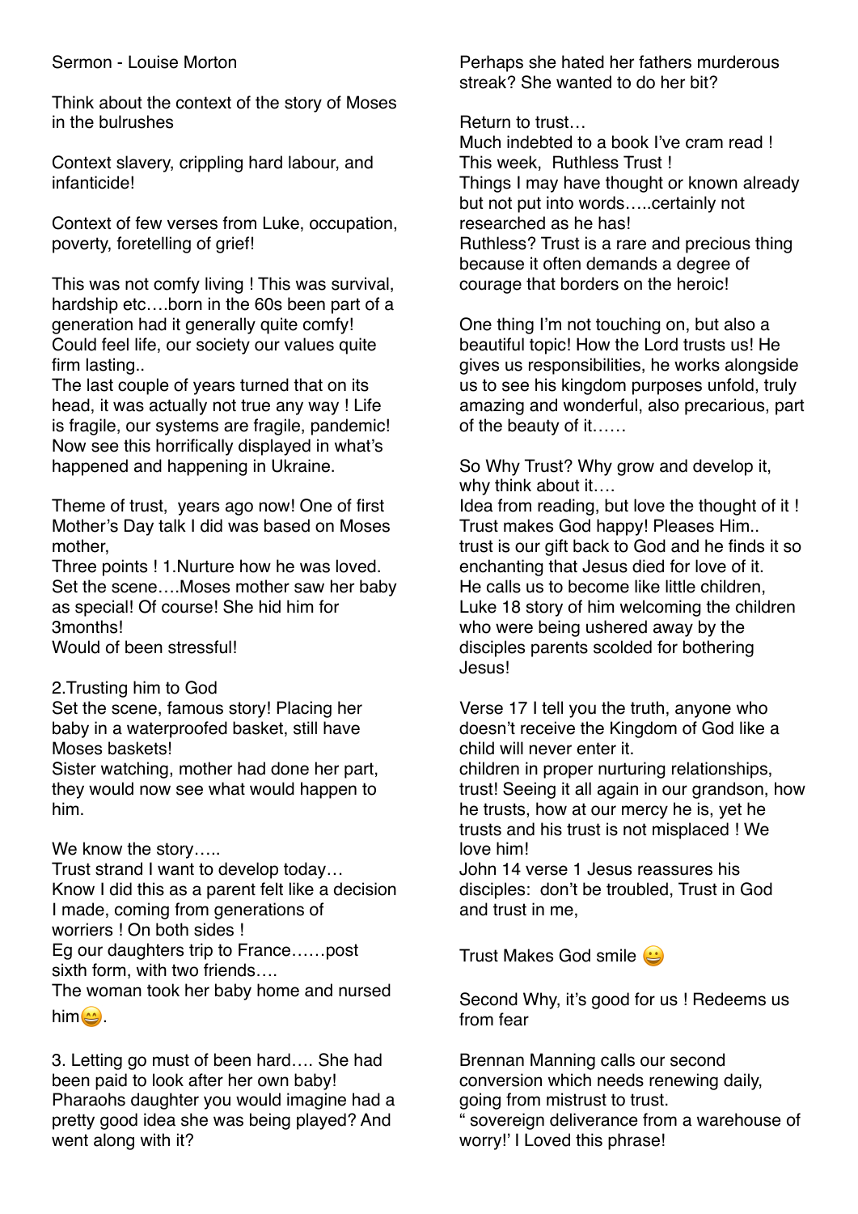Sermon - Louise Morton

Think about the context of the story of Moses in the bulrushes

Context slavery, crippling hard labour, and infanticide!

Context of few verses from Luke, occupation, poverty, foretelling of grief!

This was not comfy living ! This was survival, hardship etc….born in the 60s been part of a generation had it generally quite comfy! Could feel life, our society our values quite firm lasting..
The last couple of years turned that on its head, it was actually not true any way ! Life is fragile, our systems are fragile, pandemic! Now see this horrifically displayed in what's happened and happening in Ukraine.

Theme of trust, years ago now! One of first Mother's Day talk I did was based on Moses mother,
Three points ! 1.Nurture how he was loved. Set the scene….Moses mother saw her baby as special! Of course! She hid him for 3months!
Would of been stressful!

2.Trusting him to God
Set the scene, famous story! Placing her baby in a waterproofed basket, still have Moses baskets!
Sister watching, mother had done her part, they would now see what would happen to him.

We know the story…..
Trust strand I want to develop today…
Know I did this as a parent felt like a decision I made, coming from generations of worriers ! On both sides !
Eg our daughters trip to France……post sixth form, with two friends….
The woman took her baby home and nursed him😄.

3. Letting go must of been hard…. She had been paid to look after her own baby! Pharaohs daughter you would imagine had a pretty good idea she was being played? And went along with it?

Perhaps she hated her fathers murderous streak? She wanted to do her bit?

Return to trust…
Much indebted to a book I've cram read !
This week, Ruthless Trust !
Things I may have thought or known already but not put into words…..certainly not researched as he has!
Ruthless? Trust is a rare and precious thing because it often demands a degree of courage that borders on the heroic!

One thing I'm not touching on, but also a beautiful topic! How the Lord trusts us! He gives us responsibilities, he works alongside us to see his kingdom purposes unfold, truly amazing and wonderful, also precarious, part of the beauty of it……

So Why Trust? Why grow and develop it, why think about it….
Idea from reading, but love the thought of it !
Trust makes God happy! Pleases Him..
trust is our gift back to God and he finds it so enchanting that Jesus died for love of it.
He calls us to become like little children, Luke 18 story of him welcoming the children who were being ushered away by the disciples parents scolded for bothering Jesus!

Verse 17 I tell you the truth, anyone who doesn't receive the Kingdom of God like a child will never enter it.
children in proper nurturing relationships, trust! Seeing it all again in our grandson, how he trusts, how at our mercy he is, yet he trusts and his trust is not misplaced ! We love him!
John 14 verse 1 Jesus reassures his disciples: don't be troubled, Trust in God and trust in me,

Trust Makes God smile 😀

Second Why, it's good for us ! Redeems us from fear

Brennan Manning calls our second conversion which needs renewing daily, going from mistrust to trust.
" sovereign deliverance from a warehouse of worry!' I Loved this phrase!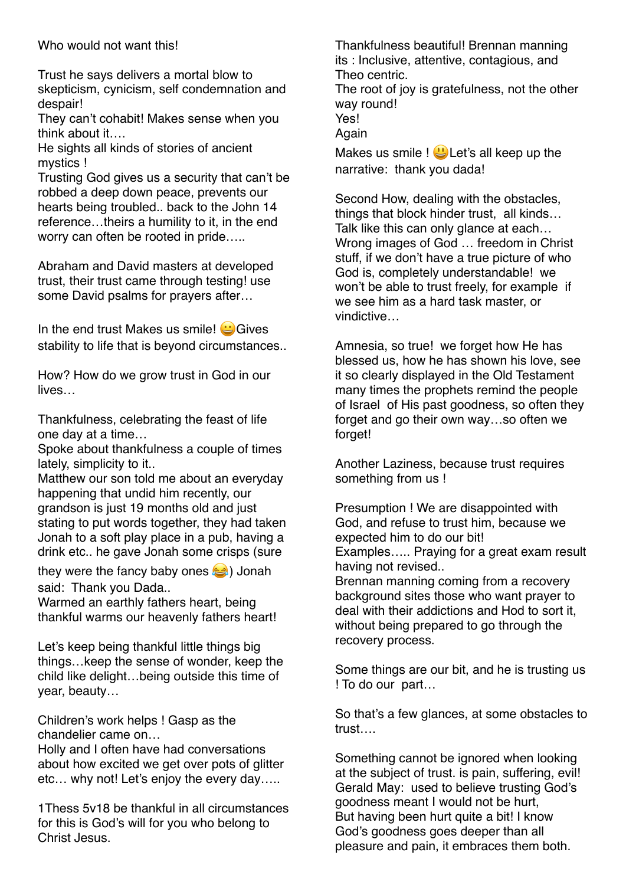Who would not want this!

Trust he says delivers a mortal blow to skepticism, cynicism, self condemnation and despair!
They can't cohabit! Makes sense when you think about it….
He sights all kinds of stories of ancient mystics !
Trusting God gives us a security that can't be robbed a deep down peace, prevents our hearts being troubled.. back to the John 14 reference…theirs a humility to it, in the end worry can often be rooted in pride…..

Abraham and David masters at developed trust, their trust came through testing! use some David psalms for prayers after…

In the end trust Makes us smile! 😀Gives stability to life that is beyond circumstances..

How? How do we grow trust in God in our lives…

Thankfulness, celebrating the feast of life one day at a time…
Spoke about thankfulness a couple of times lately, simplicity to it..
Matthew our son told me about an everyday happening that undid him recently, our grandson is just 19 months old and just stating to put words together, they had taken Jonah to a soft play place in a pub, having a drink etc.. he gave Jonah some crisps (sure they were the fancy baby ones 😂) Jonah said: Thank you Dada..
Warmed an earthly fathers heart, being thankful warms our heavenly fathers heart!

Let's keep being thankful little things big things…keep the sense of wonder, keep the child like delight…being outside this time of year, beauty…

Children's work helps ! Gasp as the chandelier came on…
Holly and I often have had conversations about how excited we get over pots of glitter etc… why not! Let's enjoy the every day…..

1Thess 5v18 be thankful in all circumstances for this is God's will for you who belong to Christ Jesus.

Thankfulness beautiful! Brennan manning its : Inclusive, attentive, contagious, and Theo centric.
The root of joy is gratefulness, not the other way round!
Yes!
Again
Makes us smile ! 😃Let's all keep up the narrative: thank you dada!

Second How, dealing with the obstacles, things that block hinder trust, all kinds…
Talk like this can only glance at each…
Wrong images of God … freedom in Christ stuff, if we don't have a true picture of who God is, completely understandable! we won't be able to trust freely, for example if we see him as a hard task master, or vindictive…

Amnesia, so true! we forget how He has blessed us, how he has shown his love, see it so clearly displayed in the Old Testament many times the prophets remind the people of Israel of His past goodness, so often they forget and go their own way…so often we forget!

Another Laziness, because trust requires something from us !

Presumption ! We are disappointed with God, and refuse to trust him, because we expected him to do our bit!
Examples….. Praying for a great exam result having not revised..
Brennan manning coming from a recovery background sites those who want prayer to deal with their addictions and Hod to sort it, without being prepared to go through the recovery process.

Some things are our bit, and he is trusting us ! To do our part…

So that's a few glances, at some obstacles to trust….

Something cannot be ignored when looking at the subject of trust. is pain, suffering, evil!
Gerald May: used to believe trusting God's goodness meant I would not be hurt,
But having been hurt quite a bit! I know God's goodness goes deeper than all pleasure and pain, it embraces them both.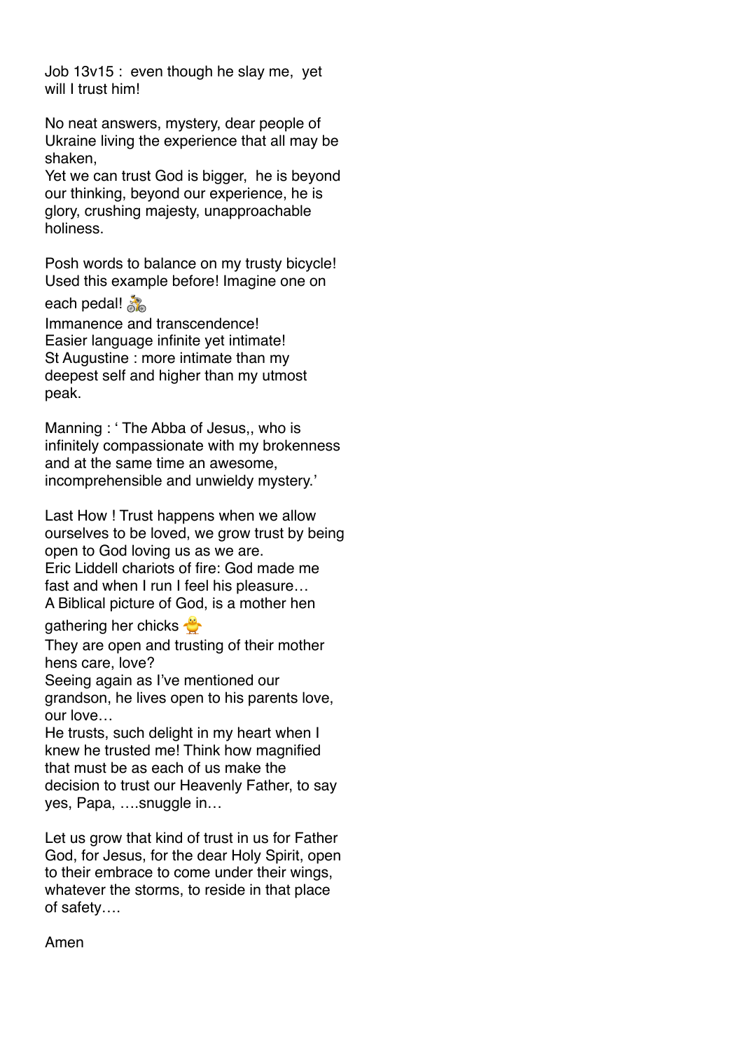Job 13v15 :  even though he slay me,  yet will I trust him!

No neat answers, mystery, dear people of Ukraine living the experience that all may be shaken,
Yet we can trust God is bigger,  he is beyond our thinking, beyond our experience, he is glory, crushing majesty, unapproachable holiness.

Posh words to balance on my trusty bicycle! Used this example before! Imagine one on each pedal! 🚴
Immanence and transcendence!
Easier language infinite yet intimate!
St Augustine : more intimate than my deepest self and higher than my utmost peak.

Manning : ' The Abba of Jesus,, who is infinitely compassionate with my brokenness and at the same time an awesome, incomprehensible and unwieldy mystery.'

Last How ! Trust happens when we allow ourselves to be loved, we grow trust by being open to God loving us as we are.
Eric Liddell chariots of fire: God made me fast and when I run I feel his pleasure…
A Biblical picture of God, is a mother hen gathering her chicks 🐥
They are open and trusting of their mother hens care, love?
Seeing again as I've mentioned our grandson, he lives open to his parents love, our love…
He trusts, such delight in my heart when I knew he trusted me! Think how magnified that must be as each of us make the decision to trust our Heavenly Father, to say yes, Papa, ….snuggle in…

Let us grow that kind of trust in us for Father God, for Jesus, for the dear Holy Spirit, open to their embrace to come under their wings, whatever the storms, to reside in that place of safety….

Amen